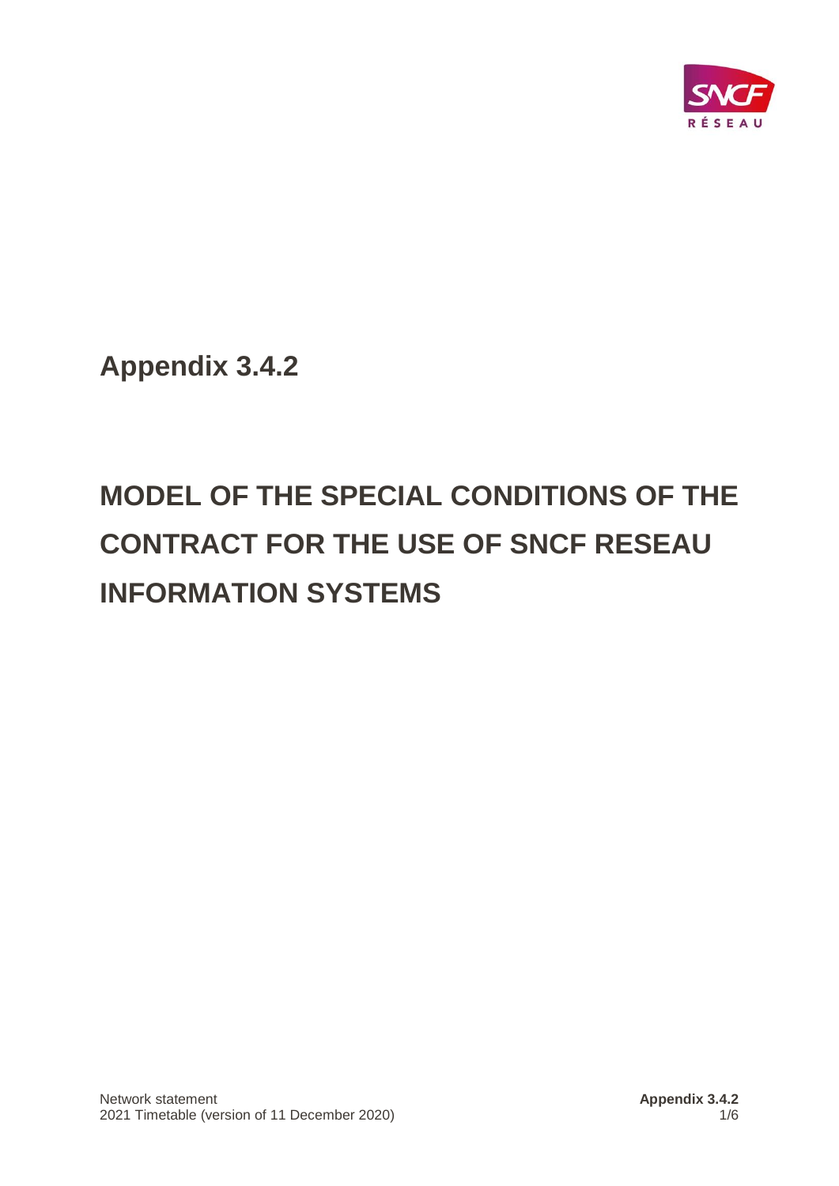## Appendix 3.4.2

# MODEL OF THE SPECIAL CONDITIONS OF THE CONTRACT FOR THE USE OF SNCF RESEAU INFORMATION SYSTEMS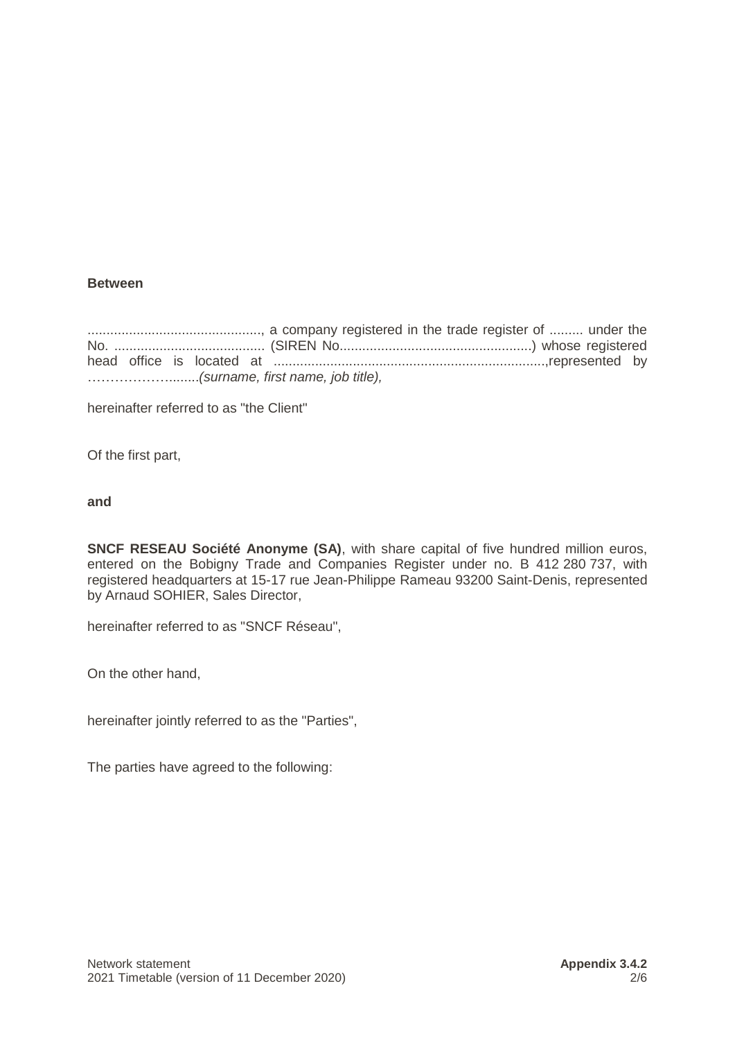**Between**

.............................................., a company registered in the trade register of ......... under the No. ........................................ (SIREN No...................................................) whose registered head office is located at ........................................................................,represented by ……………….......*(surname, first name, job title),*

hereinafter referred to as "the Client"

Of the first part,

**and**

**SNCF RESEAU Société Anonyme (SA)**, with share capital of five hundred million euros, entered on the Bobigny Trade and Companies Register under no. B 412 280 737, with registered headquarters at 15-17 rue Jean-Philippe Rameau 93200 Saint-Denis, represented by Arnaud SOHIER, Sales Director,

hereinafter referred to as "SNCF Réseau",

On the other hand,

hereinafter jointly referred to as the "Parties",

The parties have agreed to the following: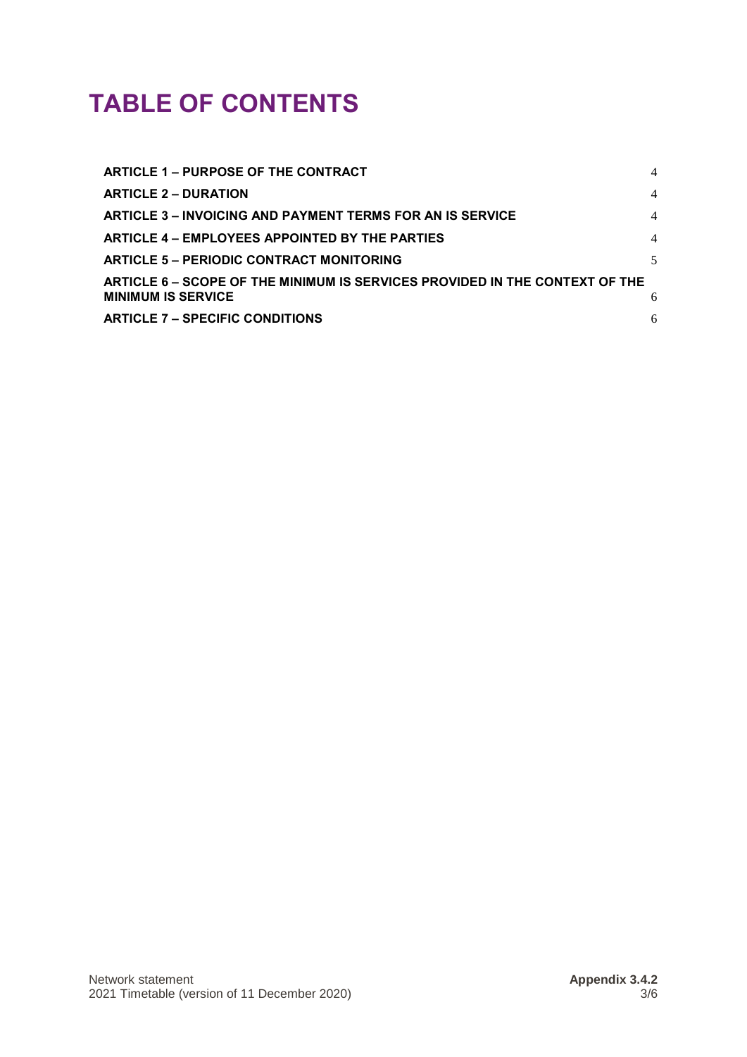# TABLE OF CONTENTS

| | |
|---|---|
| **ARTICLE 1 – PURPOSE OF THE CONTRACT** | 4 |
| **ARTICLE 2 – DURATION** | 4 |
| **ARTICLE 3 – INVOICING AND PAYMENT TERMS FOR AN IS SERVICE** | 4 |
| **ARTICLE 4 – EMPLOYEES APPOINTED BY THE PARTIES** | 4 |
| **ARTICLE 5 – PERIODIC CONTRACT MONITORING** | 5 |
| **ARTICLE 6 – SCOPE OF THE MINIMUM IS SERVICES PROVIDED IN THE CONTEXT OF THE MINIMUM IS SERVICE** | 6 |
| **ARTICLE 7 – SPECIFIC CONDITIONS** | 6 |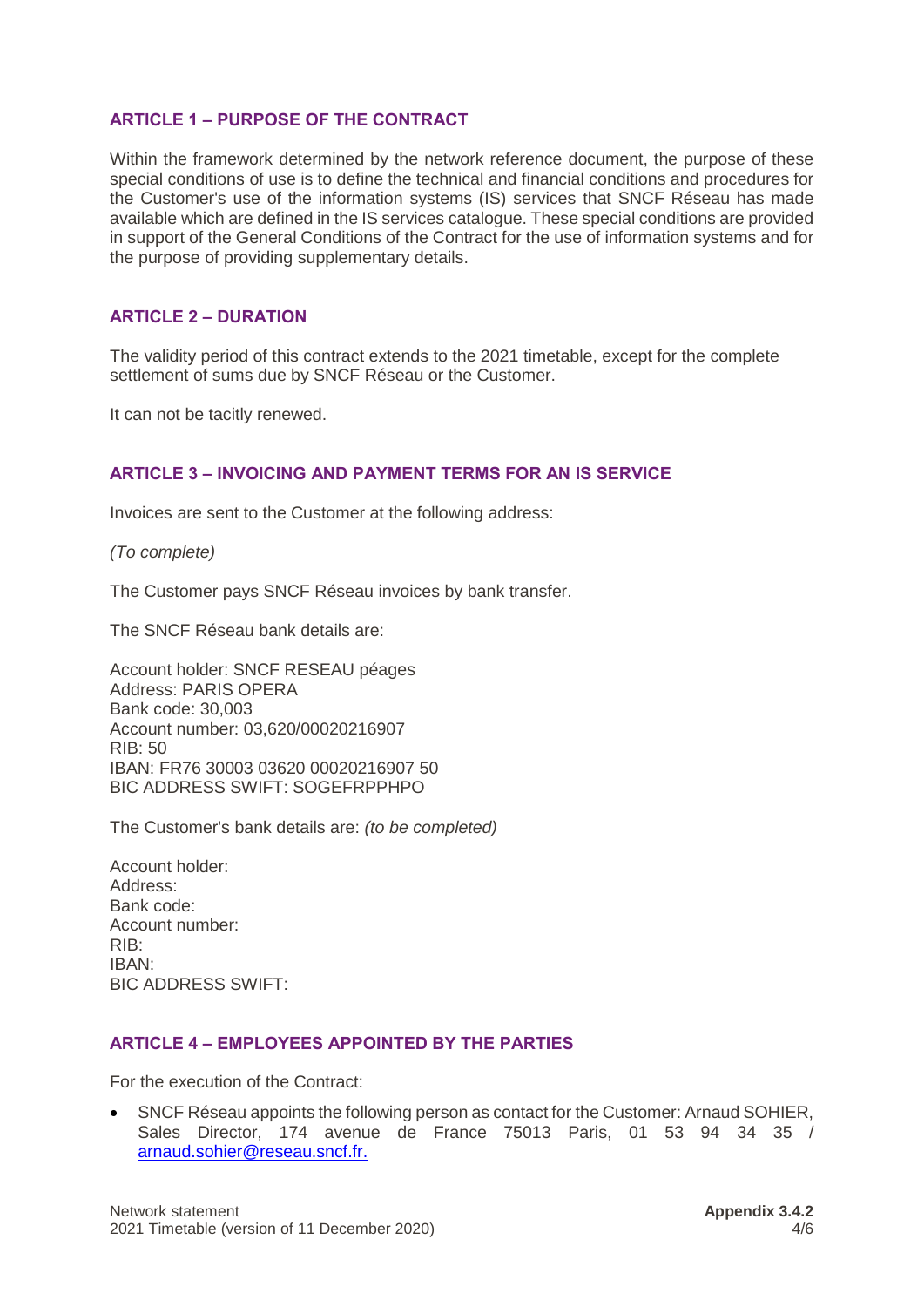## ARTICLE 1 – PURPOSE OF THE CONTRACT

Within the framework determined by the network reference document, the purpose of these special conditions of use is to define the technical and financial conditions and procedures for the Customer's use of the information systems (IS) services that SNCF Réseau has made available which are defined in the IS services catalogue. These special conditions are provided in support of the General Conditions of the Contract for the use of information systems and for the purpose of providing supplementary details.

## ARTICLE 2 – DURATION

The validity period of this contract extends to the 2021 timetable, except for the complete settlement of sums due by SNCF Réseau or the Customer.

It can not be tacitly renewed.

## ARTICLE 3 – INVOICING AND PAYMENT TERMS FOR AN IS SERVICE

Invoices are sent to the Customer at the following address:

*(To complete)*

The Customer pays SNCF Réseau invoices by bank transfer.

The SNCF Réseau bank details are:

Account holder: SNCF RESEAU péages
Address: PARIS OPERA
Bank code: 30,003
Account number: 03,620/00020216907
RIB: 50
IBAN: FR76 30003 03620 00020216907 50
BIC ADDRESS SWIFT: SOGEFRPPHPO

The Customer's bank details are: *(to be completed)*

Account holder:
Address:
Bank code:
Account number:
RIB:
IBAN:
BIC ADDRESS SWIFT:

## ARTICLE 4 – EMPLOYEES APPOINTED BY THE PARTIES

For the execution of the Contract:

- SNCF Réseau appoints the following person as contact for the Customer: Arnaud SOHIER, Sales Director, 174 avenue de France 75013 Paris, 01 53 94 34 35 / arnaud.sohier@reseau.sncf.fr.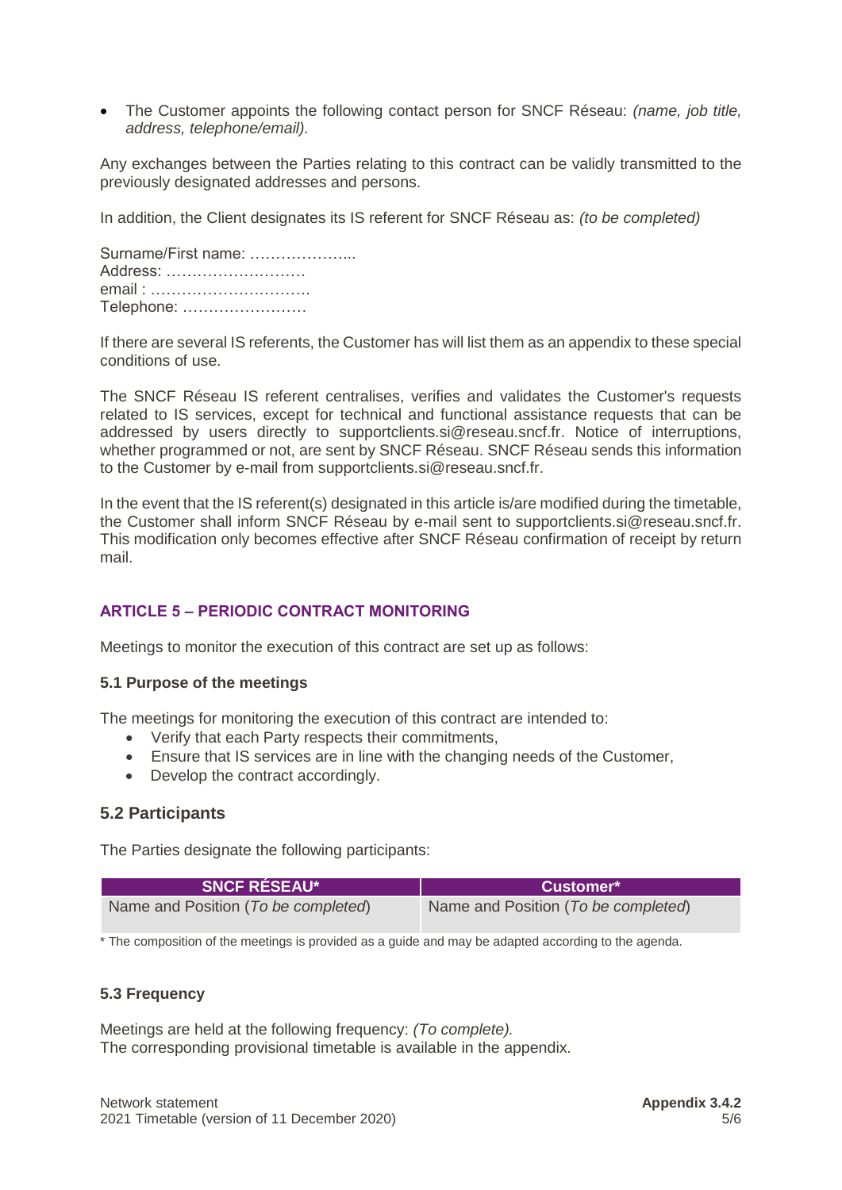- The Customer appoints the following contact person for SNCF Réseau: *(name, job title, address, telephone/email).*

Any exchanges between the Parties relating to this contract can be validly transmitted to the previously designated addresses and persons.

In addition, the Client designates its IS referent for SNCF Réseau as: *(to be completed)*

Surname/First name: ………………...
Address: ………………………
email : ………………………….
Telephone: ……………………

If there are several IS referents, the Customer has will list them as an appendix to these special conditions of use.

The SNCF Réseau IS referent centralises, verifies and validates the Customer's requests related to IS services, except for technical and functional assistance requests that can be addressed by users directly to supportclients.si@reseau.sncf.fr. Notice of interruptions, whether programmed or not, are sent by SNCF Réseau. SNCF Réseau sends this information to the Customer by e-mail from supportclients.si@reseau.sncf.fr.

In the event that the IS referent(s) designated in this article is/are modified during the timetable, the Customer shall inform SNCF Réseau by e-mail sent to supportclients.si@reseau.sncf.fr. This modification only becomes effective after SNCF Réseau confirmation of receipt by return mail.

## ARTICLE 5 – PERIODIC CONTRACT MONITORING

Meetings to monitor the execution of this contract are set up as follows:

### 5.1 Purpose of the meetings

The meetings for monitoring the execution of this contract are intended to:

- Verify that each Party respects their commitments,
- Ensure that IS services are in line with the changing needs of the Customer,
- Develop the contract accordingly.

### 5.2 Participants

The Parties designate the following participants:

| SNCF RÉSEAU* | Customer* |
|---|---|
| Name and Position (*To be completed*) | Name and Position (*To be completed*) |

* The composition of the meetings is provided as a guide and may be adapted according to the agenda.

### 5.3 Frequency

Meetings are held at the following frequency: *(To complete).*
The corresponding provisional timetable is available in the appendix.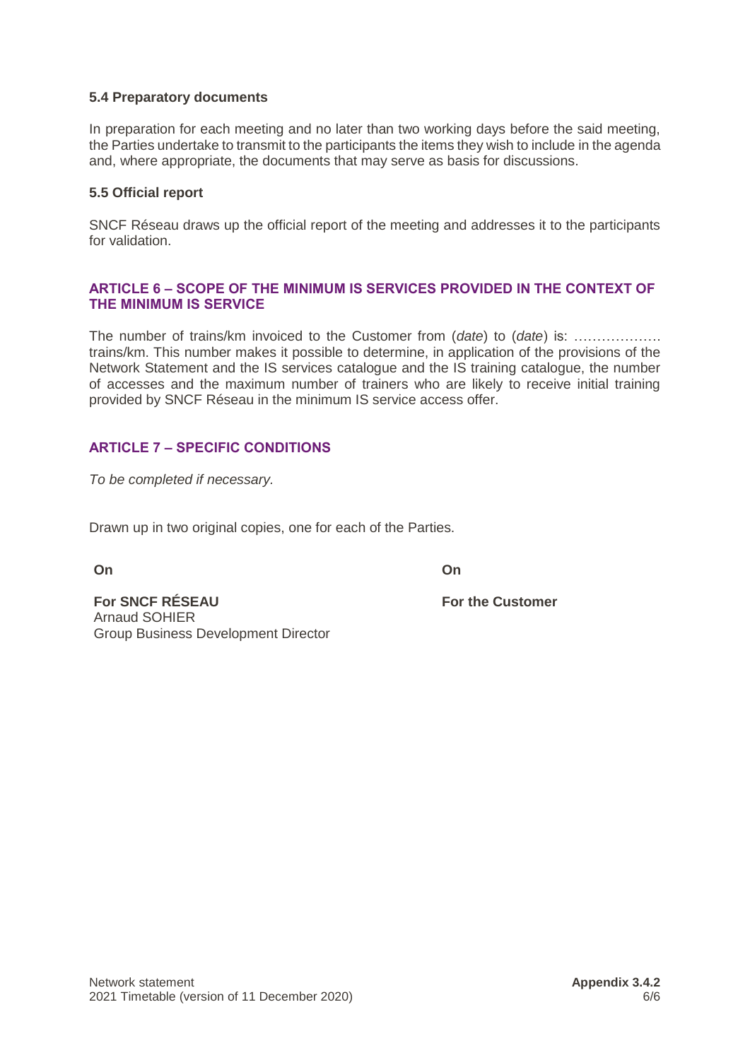### 5.4 Preparatory documents

In preparation for each meeting and no later than two working days before the said meeting, the Parties undertake to transmit to the participants the items they wish to include in the agenda and, where appropriate, the documents that may serve as basis for discussions.

### 5.5 Official report

SNCF Réseau draws up the official report of the meeting and addresses it to the participants for validation.

## ARTICLE 6 – SCOPE OF THE MINIMUM IS SERVICES PROVIDED IN THE CONTEXT OF THE MINIMUM IS SERVICE

The number of trains/km invoiced to the Customer from (*date*) to (*date*) is: ………………. trains/km. This number makes it possible to determine, in application of the provisions of the Network Statement and the IS services catalogue and the IS training catalogue, the number of accesses and the maximum number of trainers who are likely to receive initial training provided by SNCF Réseau in the minimum IS service access offer.

## ARTICLE 7 – SPECIFIC CONDITIONS

*To be completed if necessary.*

Drawn up in two original copies, one for each of the Parties.

**On**

**For SNCF RÉSEAU**
Arnaud SOHIER
Group Business Development Director

**On**

**For the Customer**